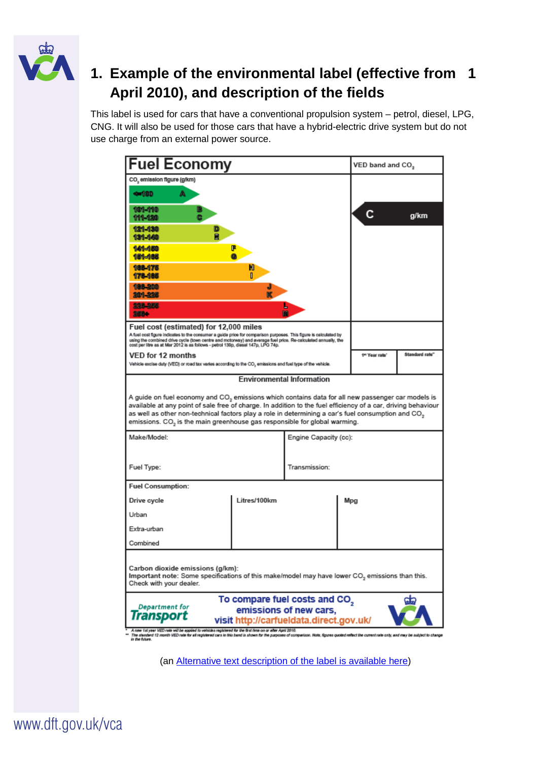# 1. Example of the environmental label (effective from 1 April 2010), and description of the fields

This label is used for cars that have a conventional propulsion system – petrol, diesel, LPG, CNG. It will also be used for those cars that have a hybrid-electric drive system but do not use charge from an external power source.

## Fuel Economy

| $CO_2$ emission figure (g/km) | | VED band and $CO_2$ |
|---|---|---|
| <=100 | A | C g/km |
| 101-110 | B | |
| 111-120 | C | |
| 121-130 | D | |
| 131-140 | E | |
| 141-150 | F | |
| 151-165 | G | |
| 166-175 | H | |
| 176-185 | I | |
| 186-200 | J | |
| 201-225 | K | |
| 226-255 | L | |
| 255+ | M | |

**Fuel cost (estimated) for 12,000 miles**

A fuel cost figure indicates to the consumer a guide price for comparison purposes. This figure is calculated by using the combined drive cycle (town centre and motorway) and average fuel price. Re-calculated annually, the cost per litre as at Mar 2012 is as follows - petrol 139p, diesel 147p, LPG 74p.

**VED for 12 months**

Vehicle excise duty (VED) or road tax varies according to the $CO_2$ emissions and fuel type of the vehicle.

| 1st Year rate* | Standard rate** |
|---|---|
| | |

**Environmental Information**

A guide on fuel economy and $CO_2$ emissions which contains data for all new passenger car models is available at any point of sale free of charge. In addition to the fuel efficiency of a car, driving behaviour as well as other non-technical factors play a role in determining a car's fuel consumption and $CO_2$ emissions. $CO_2$ is the main greenhouse gas responsible for global warming.

| Make/Model: | Engine Capacity (cc): |
|---|---|
| Fuel Type: | Transmission: |

**Fuel Consumption:**

| Drive cycle | Litres/100km | Mpg |
|---|---|---|
| Urban | | |
| Extra-urban | | |
| Combined | | |

Carbon dioxide emissions (g/km):
Important note: Some specifications of this make/model may have lower $CO_2$ emissions than this. Check with your dealer.

Department for Transport

To compare fuel costs and $CO_2$ emissions of new cars, visit http://carfueldata.direct.gov.uk/

\* A new 1st year VED rate will be applied to vehicles registered for the first time on or after April 2010.
\*\* The standard 12 month VED rate for all registered cars in this band is shown for the purposes of comparison. Note, figures quoted reflect the current rate only, and may be subject to change in the future.

(an Alternative text description of the label is available here)

www.dft.gov.uk/vca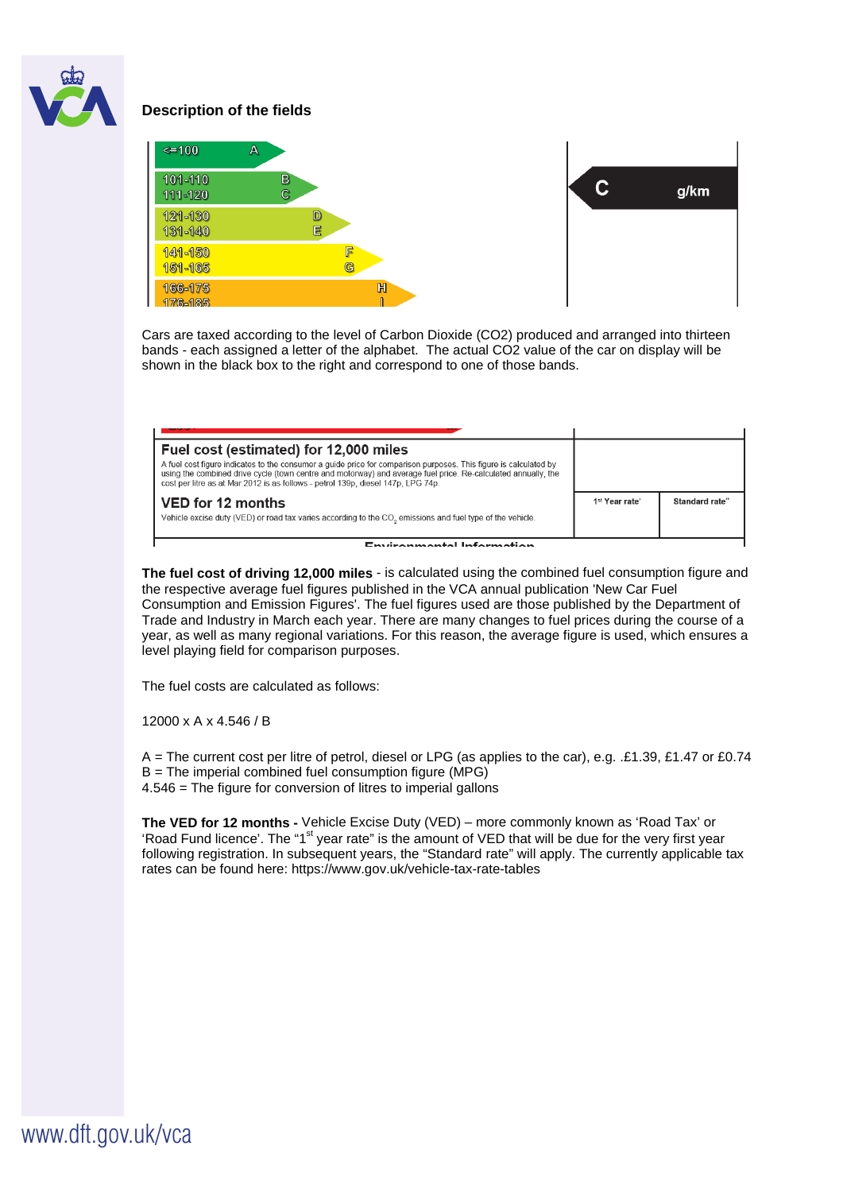## Description of the fields

| <=100 | A |
| --- | --- |
| 101-110 | B |
| 111-120 | C |
| 121-130 | D |
| 131-140 | E |
| 141-150 | F |
| 151-165 | G |
| 166-175 | H |
| 176-185 | I |

C g/km

Cars are taxed according to the level of Carbon Dioxide (CO2) produced and arranged into thirteen bands - each assigned a letter of the alphabet. The actual CO2 value of the car on display will be shown in the black box to the right and correspond to one of those bands.

| | | |
| --- | --- | --- |
| **Fuel cost (estimated) for 12,000 miles**<br>A fuel cost figure indicates to the consumer a guide price for comparison purposes. This figure is calculated by using the combined drive cycle (town centre and motorway) and average fuel price. Re-calculated annually, the cost per litre as at Mar 2012 is as follows - petrol 139p, diesel 147p, LPG 74p. | | |
| **VED for 12 months**<br>Vehicle excise duty (VED) or road tax varies according to the $CO_2$ emissions and fuel type of the vehicle. | 1st Year rate¹ | Standard rate² |

**The fuel cost of driving 12,000 miles** - is calculated using the combined fuel consumption figure and the respective average fuel figures published in the VCA annual publication 'New Car Fuel Consumption and Emission Figures'. The fuel figures used are those published by the Department of Trade and Industry in March each year. There are many changes to fuel prices during the course of a year, as well as many regional variations. For this reason, the average figure is used, which ensures a level playing field for comparison purposes.

The fuel costs are calculated as follows:

$$12000 \times A \times 4.546 / B$$

A = The current cost per litre of petrol, diesel or LPG (as applies to the car), e.g. .£1.39, £1.47 or £0.74
B = The imperial combined fuel consumption figure (MPG)
4.546 = The figure for conversion of litres to imperial gallons

**The VED for 12 months -** Vehicle Excise Duty (VED) – more commonly known as 'Road Tax' or 'Road Fund licence'. The "1st year rate" is the amount of VED that will be due for the very first year following registration. In subsequent years, the "Standard rate" will apply. The currently applicable tax rates can be found here: https://www.gov.uk/vehicle-tax-rate-tables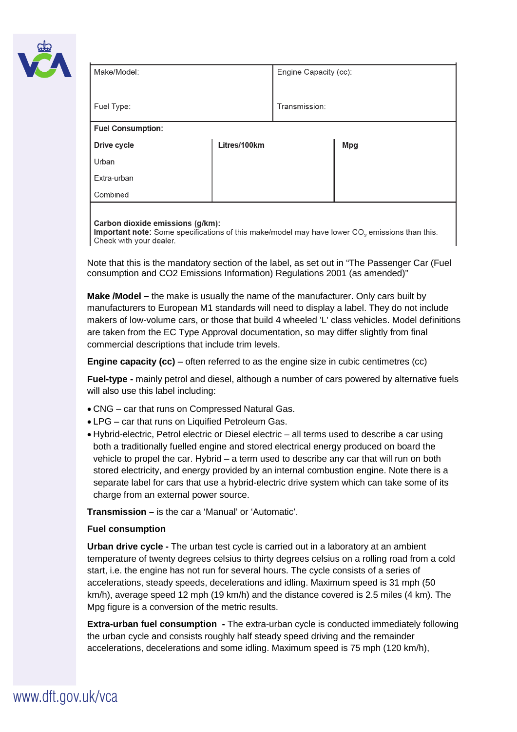| Make/Model: | | Engine Capacity (cc): |
|---|---|---|
| Fuel Type: | | Transmission: |
| **Fuel Consumption:** | | |
| **Drive cycle** | **Litres/100km** | **Mpg** |
| Urban | | |
| Extra-urban | | |
| Combined | | |
| **Carbon dioxide emissions (g/km):** **Important note:** Some specifications of this make/model may have lower $CO_2$ emissions than this. Check with your dealer. | | |

Note that this is the mandatory section of the label, as set out in “The Passenger Car (Fuel consumption and CO2 Emissions Information) Regulations 2001 (as amended)”

**Make /Model –** the make is usually the name of the manufacturer. Only cars built by manufacturers to European M1 standards will need to display a label. They do not include makers of low-volume cars, or those that build 4 wheeled 'L' class vehicles. Model definitions are taken from the EC Type Approval documentation, so may differ slightly from final commercial descriptions that include trim levels.

**Engine capacity (cc)** – often referred to as the engine size in cubic centimetres (cc)

**Fuel-type -** mainly petrol and diesel, although a number of cars powered by alternative fuels will also use this label including:

- CNG – car that runs on Compressed Natural Gas.
- LPG – car that runs on Liquified Petroleum Gas.
- Hybrid-electric, Petrol electric or Diesel electric – all terms used to describe a car using both a traditionally fuelled engine and stored electrical energy produced on board the vehicle to propel the car. Hybrid – a term used to describe any car that will run on both stored electricity, and energy provided by an internal combustion engine. Note there is a separate label for cars that use a hybrid-electric drive system which can take some of its charge from an external power source.

**Transmission –** is the car a 'Manual' or 'Automatic'.

**Fuel consumption**

**Urban drive cycle -** The urban test cycle is carried out in a laboratory at an ambient temperature of twenty degrees celsius to thirty degrees celsius on a rolling road from a cold start, i.e. the engine has not run for several hours. The cycle consists of a series of accelerations, steady speeds, decelerations and idling. Maximum speed is 31 mph (50 km/h), average speed 12 mph (19 km/h) and the distance covered is 2.5 miles (4 km). The Mpg figure is a conversion of the metric results.

**Extra-urban fuel consumption -** The extra-urban cycle is conducted immediately following the urban cycle and consists roughly half steady speed driving and the remainder accelerations, decelerations and some idling. Maximum speed is 75 mph (120 km/h),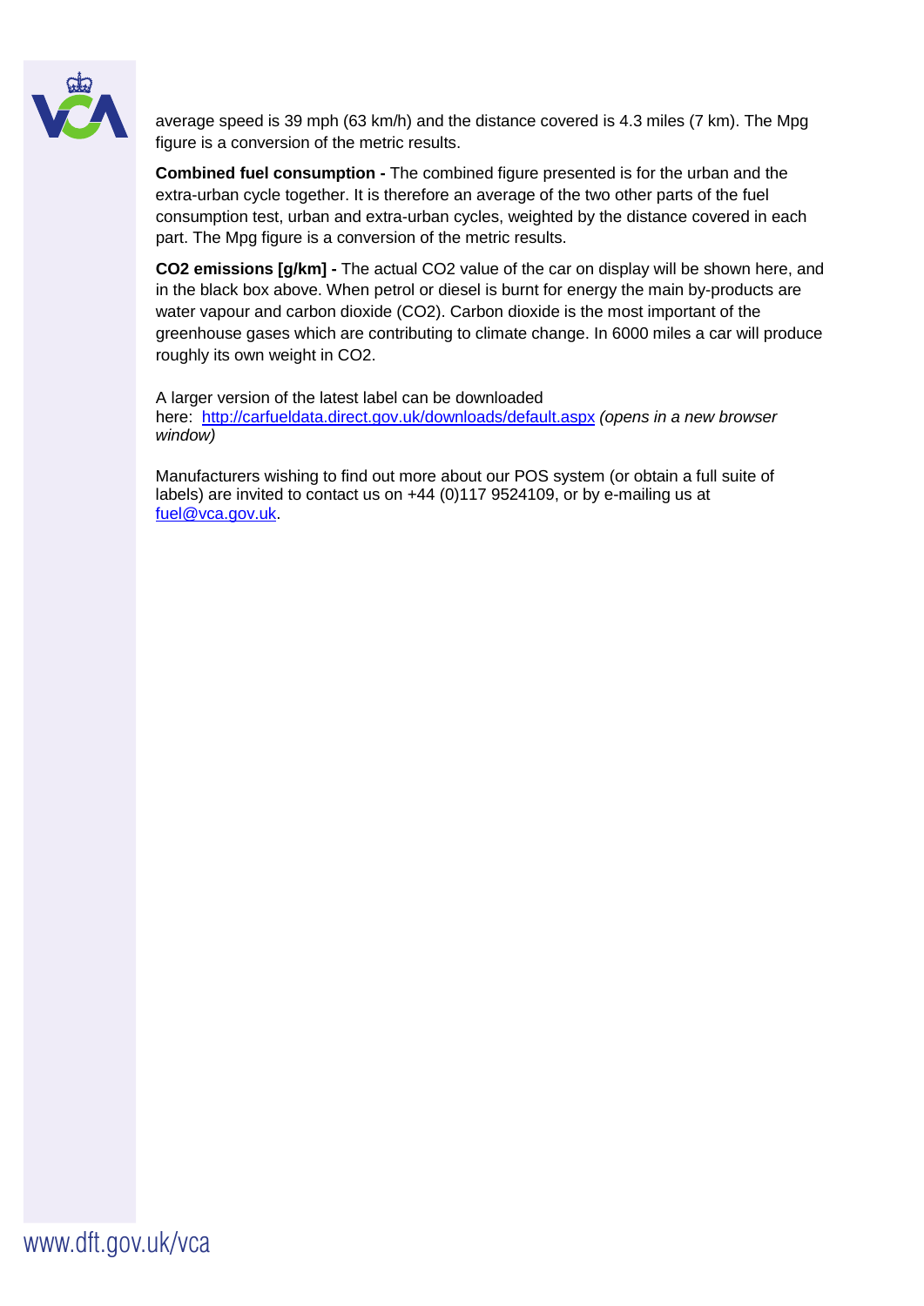average speed is 39 mph (63 km/h) and the distance covered is 4.3 miles (7 km). The Mpg figure is a conversion of the metric results.

**Combined fuel consumption -** The combined figure presented is for the urban and the extra-urban cycle together. It is therefore an average of the two other parts of the fuel consumption test, urban and extra-urban cycles, weighted by the distance covered in each part. The Mpg figure is a conversion of the metric results.

**$CO_2$ emissions [g/km] -** The actual $CO_2$ value of the car on display will be shown here, and in the black box above. When petrol or diesel is burnt for energy the main by-products are water vapour and carbon dioxide ($CO_2$). Carbon dioxide is the most important of the greenhouse gases which are contributing to climate change. In 6000 miles a car will produce roughly its own weight in $CO_2$.

A larger version of the latest label can be downloaded here: [http://carfueldata.direct.gov.uk/downloads/default.aspx](http://carfueldata.direct.gov.uk/downloads/default.aspx) *(opens in a new browser window)*

Manufacturers wishing to find out more about our POS system (or obtain a full suite of labels) are invited to contact us on +44 (0)117 9524109, or by e-mailing us at [fuel@vca.gov.uk](mailto:fuel@vca.gov.uk).